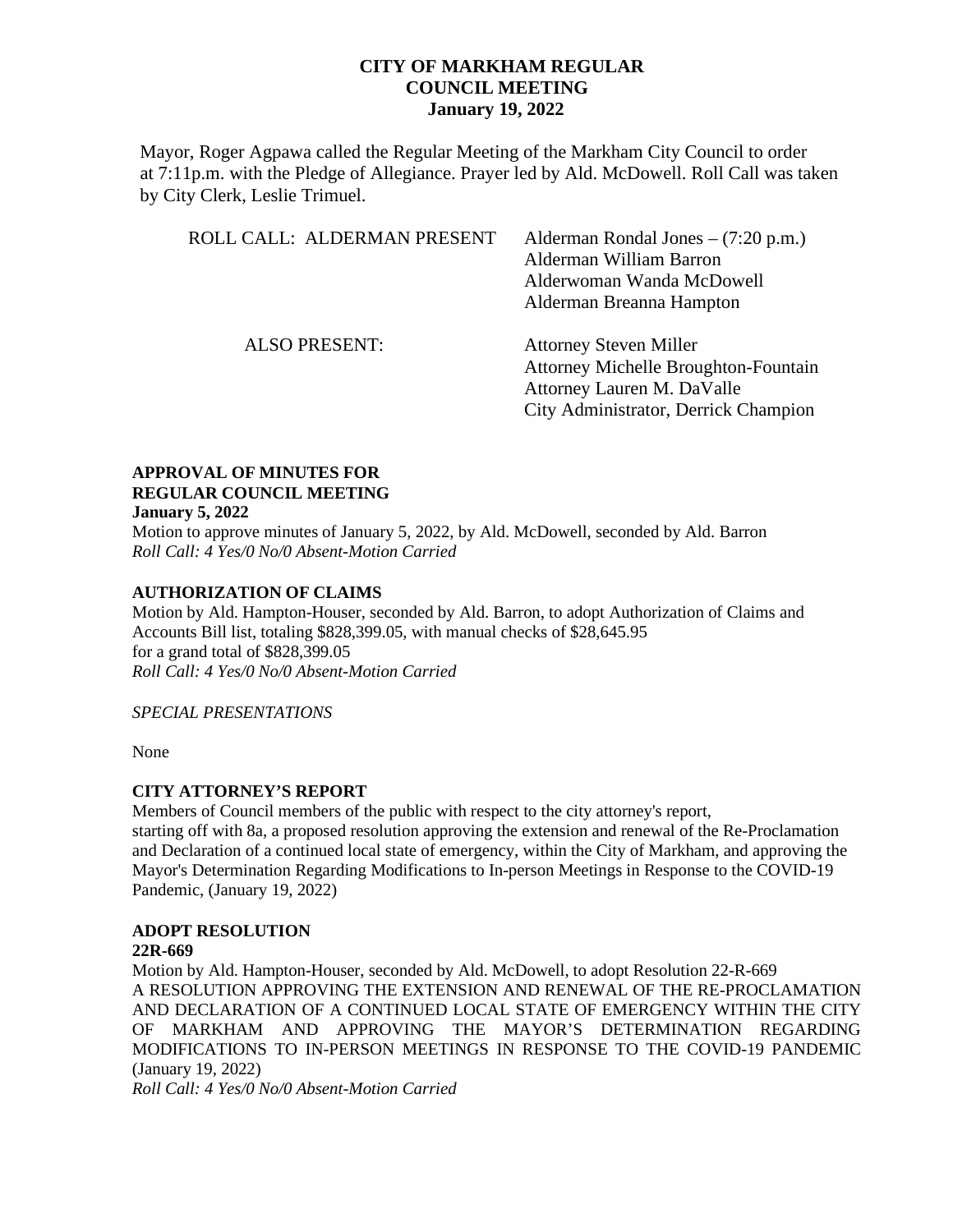# CITY OF MARKHAM REGULAR COUNCIL MEETING
## January 19, 2022

Mayor, Roger Agpawa called the Regular Meeting of the Markham City Council to order at 7:11p.m. with the Pledge of Allegiance. Prayer led by Ald. McDowell. Roll Call was taken by City Clerk, Leslie Trimuel.

ROLL CALL: ALDERMAN PRESENT

Alderman Rondal Jones – (7:20 p.m.)
Alderman William Barron
Alderwoman Wanda McDowell
Alderman Breanna Hampton

ALSO PRESENT:

Attorney Steven Miller
Attorney Michelle Broughton-Fountain
Attorney Lauren M. DaValle
City Administrator, Derrick Champion

**APPROVAL OF MINUTES FOR REGULAR COUNCIL MEETING**
**January 5, 2022**

Motion to approve minutes of January 5, 2022, by Ald. McDowell, seconded by Ald. Barron
*Roll Call: 4 Yes/0 No/0 Absent-Motion Carried*

**AUTHORIZATION OF CLAIMS**

Motion by Ald. Hampton-Houser, seconded by Ald. Barron, to adopt Authorization of Claims and Accounts Bill list, totaling $828,399.05, with manual checks of $28,645.95 for a grand total of $828,399.05
*Roll Call: 4 Yes/0 No/0 Absent-Motion Carried*

*SPECIAL PRESENTATIONS*

None

**CITY ATTORNEY'S REPORT**

Members of Council members of the public with respect to the city attorney's report, starting off with 8a, a proposed resolution approving the extension and renewal of the Re-Proclamation and Declaration of a continued local state of emergency, within the City of Markham, and approving the Mayor's Determination Regarding Modifications to In-person Meetings in Response to the COVID-19 Pandemic, (January 19, 2022)

**ADOPT RESOLUTION**
**22R-669**

Motion by Ald. Hampton-Houser, seconded by Ald. McDowell, to adopt Resolution 22-R-669 A RESOLUTION APPROVING THE EXTENSION AND RENEWAL OF THE RE-PROCLAMATION AND DECLARATION OF A CONTINUED LOCAL STATE OF EMERGENCY WITHIN THE CITY OF MARKHAM AND APPROVING THE MAYOR'S DETERMINATION REGARDING MODIFICATIONS TO IN-PERSON MEETINGS IN RESPONSE TO THE COVID-19 PANDEMIC (January 19, 2022)
*Roll Call: 4 Yes/0 No/0 Absent-Motion Carried*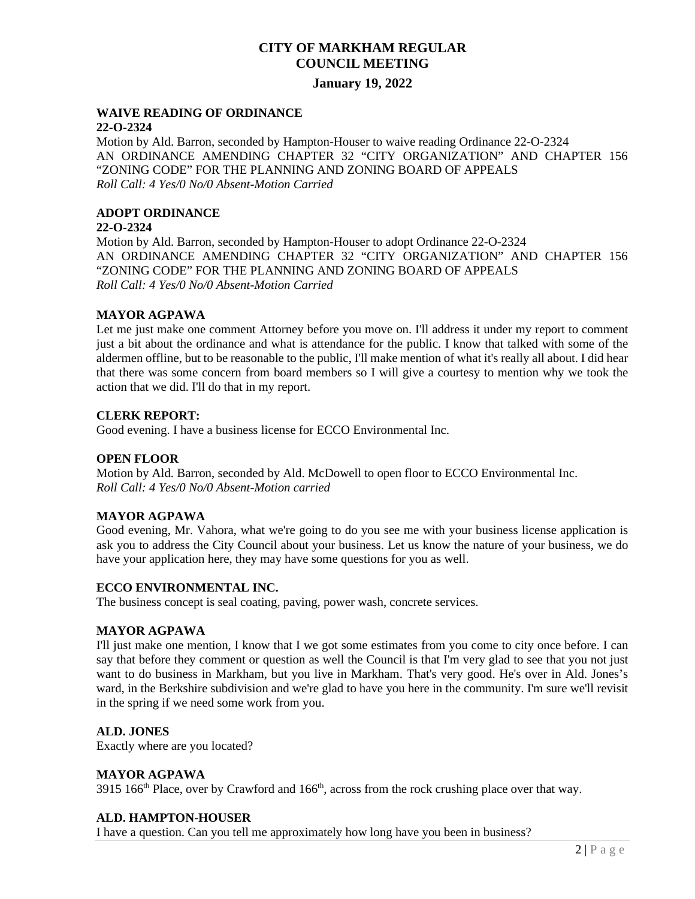# CITY OF MARKHAM REGULAR COUNCIL MEETING

## January 19, 2022

**WAIVE READING OF ORDINANCE**
**22-O-2324**
Motion by Ald. Barron, seconded by Hampton-Houser to waive reading Ordinance 22-O-2324
AN ORDINANCE AMENDING CHAPTER 32 "CITY ORGANIZATION" AND CHAPTER 156 "ZONING CODE" FOR THE PLANNING AND ZONING BOARD OF APPEALS
*Roll Call: 4 Yes/0 No/0 Absent-Motion Carried*

**ADOPT ORDINANCE**
**22-O-2324**
Motion by Ald. Barron, seconded by Hampton-Houser to adopt Ordinance 22-O-2324
AN ORDINANCE AMENDING CHAPTER 32 "CITY ORGANIZATION" AND CHAPTER 156 "ZONING CODE" FOR THE PLANNING AND ZONING BOARD OF APPEALS
*Roll Call: 4 Yes/0 No/0 Absent-Motion Carried*

**MAYOR AGPAWA**
Let me just make one comment Attorney before you move on. I'll address it under my report to comment just a bit about the ordinance and what is attendance for the public. I know that talked with some of the aldermen offline, but to be reasonable to the public, I'll make mention of what it's really all about. I did hear that there was some concern from board members so I will give a courtesy to mention why we took the action that we did. I'll do that in my report.

**CLERK REPORT:**
Good evening. I have a business license for ECCO Environmental Inc.

**OPEN FLOOR**
Motion by Ald. Barron, seconded by Ald. McDowell to open floor to ECCO Environmental Inc.
*Roll Call: 4 Yes/0 No/0 Absent-Motion carried*

**MAYOR AGPAWA**
Good evening, Mr. Vahora, what we're going to do you see me with your business license application is ask you to address the City Council about your business. Let us know the nature of your business, we do have your application here, they may have some questions for you as well.

**ECCO ENVIRONMENTAL INC.**
The business concept is seal coating, paving, power wash, concrete services.

**MAYOR AGPAWA**
I'll just make one mention, I know that I we got some estimates from you come to city once before. I can say that before they comment or question as well the Council is that I'm very glad to see that you not just want to do business in Markham, but you live in Markham. That's very good. He's over in Ald. Jones's ward, in the Berkshire subdivision and we're glad to have you here in the community. I'm sure we'll revisit in the spring if we need some work from you.

**ALD. JONES**
Exactly where are you located?

**MAYOR AGPAWA**
3915 166th Place, over by Crawford and 166th, across from the rock crushing place over that way.

**ALD. HAMPTON-HOUSER**
I have a question. Can you tell me approximately how long have you been in business?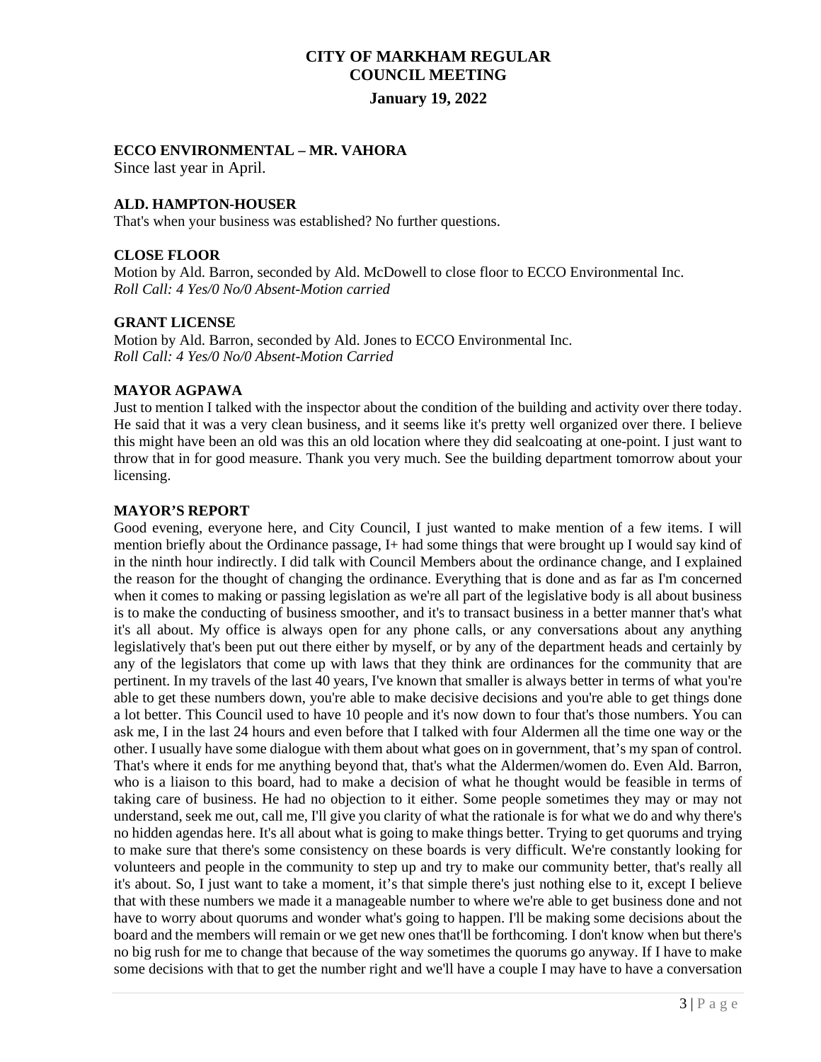# CITY OF MARKHAM REGULAR COUNCIL MEETING

## January 19, 2022

**ECCO ENVIRONMENTAL – MR. VAHORA**
Since last year in April.

**ALD. HAMPTON-HOUSER**
That's when your business was established? No further questions.

**CLOSE FLOOR**
Motion by Ald. Barron, seconded by Ald. McDowell to close floor to ECCO Environmental Inc.
*Roll Call: 4 Yes/0 No/0 Absent-Motion carried*

**GRANT LICENSE**
Motion by Ald. Barron, seconded by Ald. Jones to ECCO Environmental Inc.
*Roll Call: 4 Yes/0 No/0 Absent-Motion Carried*

**MAYOR AGPAWA**
Just to mention I talked with the inspector about the condition of the building and activity over there today. He said that it was a very clean business, and it seems like it's pretty well organized over there. I believe this might have been an old was this an old location where they did sealcoating at one-point. I just want to throw that in for good measure. Thank you very much. See the building department tomorrow about your licensing.

**MAYOR'S REPORT**
Good evening, everyone here, and City Council, I just wanted to make mention of a few items. I will mention briefly about the Ordinance passage, I+ had some things that were brought up I would say kind of in the ninth hour indirectly. I did talk with Council Members about the ordinance change, and I explained the reason for the thought of changing the ordinance. Everything that is done and as far as I'm concerned when it comes to making or passing legislation as we're all part of the legislative body is all about business is to make the conducting of business smoother, and it's to transact business in a better manner that's what it's all about. My office is always open for any phone calls, or any conversations about any anything legislatively that's been put out there either by myself, or by any of the department heads and certainly by any of the legislators that come up with laws that they think are ordinances for the community that are pertinent. In my travels of the last 40 years, I've known that smaller is always better in terms of what you're able to get these numbers down, you're able to make decisive decisions and you're able to get things done a lot better. This Council used to have 10 people and it's now down to four that's those numbers. You can ask me, I in the last 24 hours and even before that I talked with four Aldermen all the time one way or the other. I usually have some dialogue with them about what goes on in government, that's my span of control. That's where it ends for me anything beyond that, that's what the Aldermen/women do. Even Ald. Barron, who is a liaison to this board, had to make a decision of what he thought would be feasible in terms of taking care of business. He had no objection to it either. Some people sometimes they may or may not understand, seek me out, call me, I'll give you clarity of what the rationale is for what we do and why there's no hidden agendas here. It's all about what is going to make things better. Trying to get quorums and trying to make sure that there's some consistency on these boards is very difficult. We're constantly looking for volunteers and people in the community to step up and try to make our community better, that's really all it's about. So, I just want to take a moment, it's that simple there's just nothing else to it, except I believe that with these numbers we made it a manageable number to where we're able to get business done and not have to worry about quorums and wonder what's going to happen. I'll be making some decisions about the board and the members will remain or we get new ones that'll be forthcoming. I don't know when but there's no big rush for me to change that because of the way sometimes the quorums go anyway. If I have to make some decisions with that to get the number right and we'll have a couple I may have to have a conversation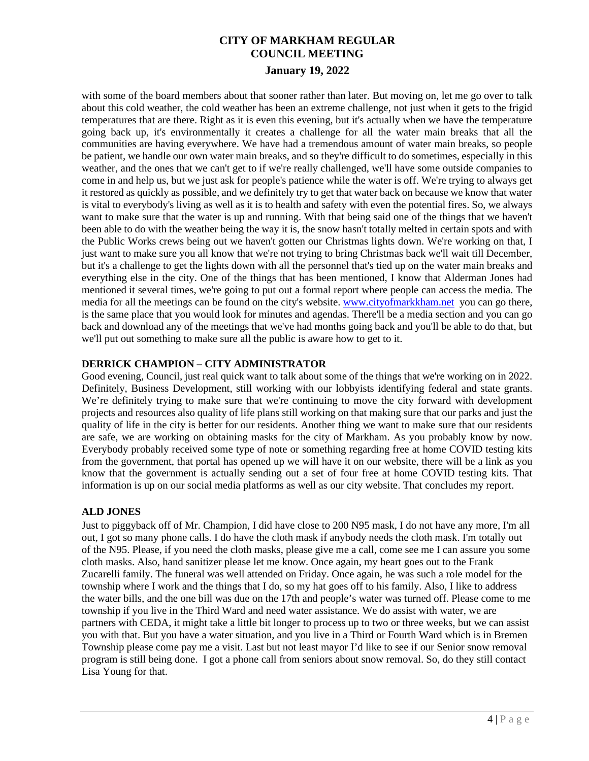with some of the board members about that sooner rather than later. But moving on, let me go over to talk about this cold weather, the cold weather has been an extreme challenge, not just when it gets to the frigid temperatures that are there. Right as it is even this evening, but it's actually when we have the temperature going back up, it's environmentally it creates a challenge for all the water main breaks that all the communities are having everywhere. We have had a tremendous amount of water main breaks, so people be patient, we handle our own water main breaks, and so they're difficult to do sometimes, especially in this weather, and the ones that we can't get to if we're really challenged, we'll have some outside companies to come in and help us, but we just ask for people's patience while the water is off. We're trying to always get it restored as quickly as possible, and we definitely try to get that water back on because we know that water is vital to everybody's living as well as it is to health and safety with even the potential fires. So, we always want to make sure that the water is up and running. With that being said one of the things that we haven't been able to do with the weather being the way it is, the snow hasn't totally melted in certain spots and with the Public Works crews being out we haven't gotten our Christmas lights down. We're working on that, I just want to make sure you all know that we're not trying to bring Christmas back we'll wait till December, but it's a challenge to get the lights down with all the personnel that's tied up on the water main breaks and everything else in the city. One of the things that has been mentioned, I know that Alderman Jones had mentioned it several times, we're going to put out a formal report where people can access the media. The media for all the meetings can be found on the city's website. www.cityofmarkkham.net you can go there, is the same place that you would look for minutes and agendas. There'll be a media section and you can go back and download any of the meetings that we've had months going back and you'll be able to do that, but we'll put out something to make sure all the public is aware how to get to it.

**DERRICK CHAMPION – CITY ADMINISTRATOR**

Good evening, Council, just real quick want to talk about some of the things that we're working on in 2022. Definitely, Business Development, still working with our lobbyists identifying federal and state grants. We're definitely trying to make sure that we're continuing to move the city forward with development projects and resources also quality of life plans still working on that making sure that our parks and just the quality of life in the city is better for our residents. Another thing we want to make sure that our residents are safe, we are working on obtaining masks for the city of Markham. As you probably know by now. Everybody probably received some type of note or something regarding free at home COVID testing kits from the government, that portal has opened up we will have it on our website, there will be a link as you know that the government is actually sending out a set of four free at home COVID testing kits. That information is up on our social media platforms as well as our city website. That concludes my report.

**ALD JONES**

Just to piggyback off of Mr. Champion, I did have close to 200 N95 mask, I do not have any more, I'm all out, I got so many phone calls. I do have the cloth mask if anybody needs the cloth mask. I'm totally out of the N95. Please, if you need the cloth masks, please give me a call, come see me I can assure you some cloth masks. Also, hand sanitizer please let me know. Once again, my heart goes out to the Frank Zucarelli family. The funeral was well attended on Friday. Once again, he was such a role model for the township where I work and the things that I do, so my hat goes off to his family. Also, I like to address the water bills, and the one bill was due on the 17th and people's water was turned off. Please come to me township if you live in the Third Ward and need water assistance. We do assist with water, we are partners with CEDA, it might take a little bit longer to process up to two or three weeks, but we can assist you with that. But you have a water situation, and you live in a Third or Fourth Ward which is in Bremen Township please come pay me a visit. Last but not least mayor I'd like to see if our Senior snow removal program is still being done. I got a phone call from seniors about snow removal. So, do they still contact Lisa Young for that.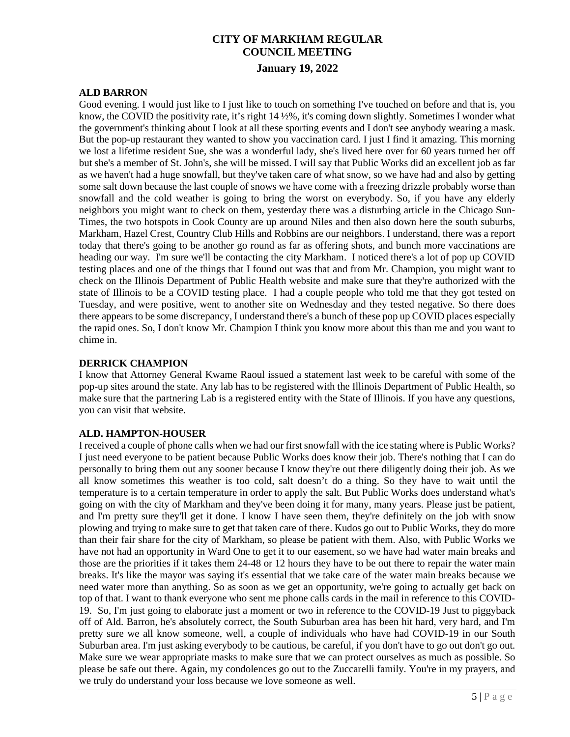# CITY OF MARKHAM REGULAR COUNCIL MEETING

## January 19, 2022

**ALD BARRON**

Good evening. I would just like to I just like to touch on something I've touched on before and that is, you know, the COVID the positivity rate, it's right 14 ½%, it's coming down slightly. Sometimes I wonder what the government's thinking about I look at all these sporting events and I don't see anybody wearing a mask. But the pop-up restaurant they wanted to show you vaccination card. I just I find it amazing. This morning we lost a lifetime resident Sue, she was a wonderful lady, she's lived here over for 60 years turned her off but she's a member of St. John's, she will be missed. I will say that Public Works did an excellent job as far as we haven't had a huge snowfall, but they've taken care of what snow, so we have had and also by getting some salt down because the last couple of snows we have come with a freezing drizzle probably worse than snowfall and the cold weather is going to bring the worst on everybody. So, if you have any elderly neighbors you might want to check on them, yesterday there was a disturbing article in the Chicago Sun-Times, the two hotspots in Cook County are up around Niles and then also down here the south suburbs, Markham, Hazel Crest, Country Club Hills and Robbins are our neighbors. I understand, there was a report today that there's going to be another go round as far as offering shots, and bunch more vaccinations are heading our way. I'm sure we'll be contacting the city Markham. I noticed there's a lot of pop up COVID testing places and one of the things that I found out was that and from Mr. Champion, you might want to check on the Illinois Department of Public Health website and make sure that they're authorized with the state of Illinois to be a COVID testing place. I had a couple people who told me that they got tested on Tuesday, and were positive, went to another site on Wednesday and they tested negative. So there does there appears to be some discrepancy, I understand there's a bunch of these pop up COVID places especially the rapid ones. So, I don't know Mr. Champion I think you know more about this than me and you want to chime in.

**DERRICK CHAMPION**

I know that Attorney General Kwame Raoul issued a statement last week to be careful with some of the pop-up sites around the state. Any lab has to be registered with the Illinois Department of Public Health, so make sure that the partnering Lab is a registered entity with the State of Illinois. If you have any questions, you can visit that website.

**ALD. HAMPTON-HOUSER**

I received a couple of phone calls when we had our first snowfall with the ice stating where is Public Works? I just need everyone to be patient because Public Works does know their job. There's nothing that I can do personally to bring them out any sooner because I know they're out there diligently doing their job. As we all know sometimes this weather is too cold, salt doesn't do a thing. So they have to wait until the temperature is to a certain temperature in order to apply the salt. But Public Works does understand what's going on with the city of Markham and they've been doing it for many, many years. Please just be patient, and I'm pretty sure they'll get it done. I know I have seen them, they're definitely on the job with snow plowing and trying to make sure to get that taken care of there. Kudos go out to Public Works, they do more than their fair share for the city of Markham, so please be patient with them. Also, with Public Works we have not had an opportunity in Ward One to get it to our easement, so we have had water main breaks and those are the priorities if it takes them 24-48 or 12 hours they have to be out there to repair the water main breaks. It's like the mayor was saying it's essential that we take care of the water main breaks because we need water more than anything. So as soon as we get an opportunity, we're going to actually get back on top of that. I want to thank everyone who sent me phone calls cards in the mail in reference to this COVID-19. So, I'm just going to elaborate just a moment or two in reference to the COVID-19 Just to piggyback off of Ald. Barron, he's absolutely correct, the South Suburban area has been hit hard, very hard, and I'm pretty sure we all know someone, well, a couple of individuals who have had COVID-19 in our South Suburban area. I'm just asking everybody to be cautious, be careful, if you don't have to go out don't go out. Make sure we wear appropriate masks to make sure that we can protect ourselves as much as possible. So please be safe out there. Again, my condolences go out to the Zuccarelli family. You're in my prayers, and we truly do understand your loss because we love someone as well.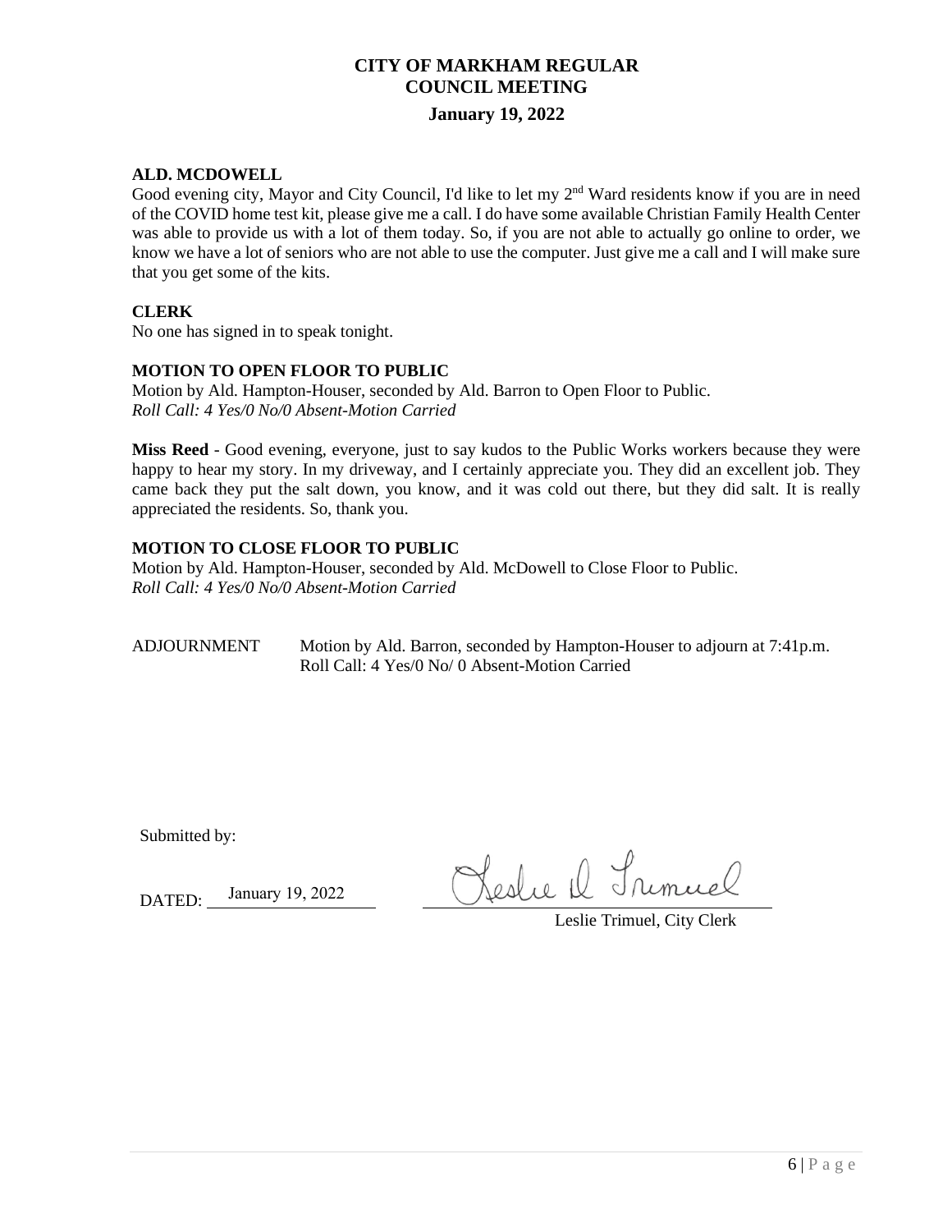# CITY OF MARKHAM REGULAR COUNCIL MEETING

## January 19, 2022

**ALD. MCDOWELL**

Good evening city, Mayor and City Council, I'd like to let my 2nd Ward residents know if you are in need of the COVID home test kit, please give me a call. I do have some available Christian Family Health Center was able to provide us with a lot of them today. So, if you are not able to actually go online to order, we know we have a lot of seniors who are not able to use the computer. Just give me a call and I will make sure that you get some of the kits.

**CLERK**

No one has signed in to speak tonight.

**MOTION TO OPEN FLOOR TO PUBLIC**

Motion by Ald. Hampton-Houser, seconded by Ald. Barron to Open Floor to Public.
*Roll Call: 4 Yes/0 No/0 Absent-Motion Carried*

**Miss Reed** - Good evening, everyone, just to say kudos to the Public Works workers because they were happy to hear my story. In my driveway, and I certainly appreciate you. They did an excellent job. They came back they put the salt down, you know, and it was cold out there, but they did salt. It is really appreciated the residents. So, thank you.

**MOTION TO CLOSE FLOOR TO PUBLIC**

Motion by Ald. Hampton-Houser, seconded by Ald. McDowell to Close Floor to Public.
*Roll Call: 4 Yes/0 No/0 Absent-Motion Carried*

ADJOURNMENT Motion by Ald. Barron, seconded by Hampton-Houser to adjourn at 7:41p.m.
Roll Call: 4 Yes/0 No/ 0 Absent-Motion Carried

Submitted by:

DATED: January 19, 2022

Leslie Trimuel, City Clerk